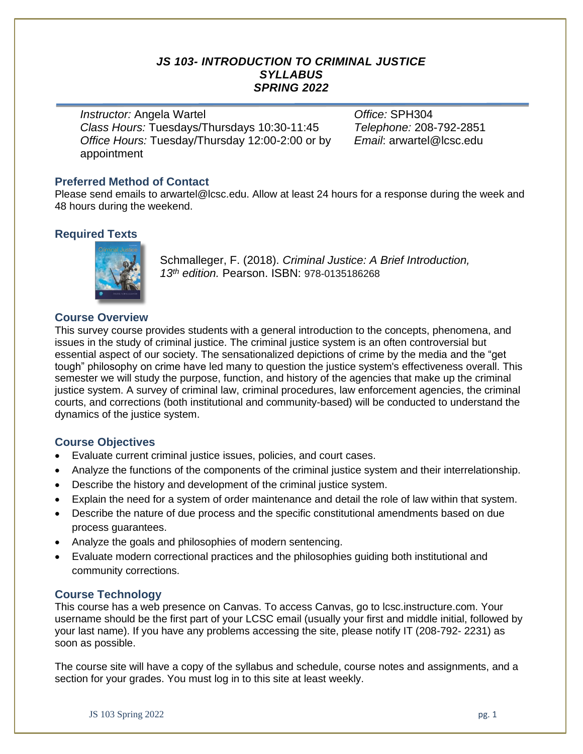# *JS 103- INTRODUCTION TO CRIMINAL JUSTICE SYLLABUS SPRING 2022*

*Instructor:* Angela Wartel
*Class Hours:* Tuesdays/Thursdays 10:30-11:45
*Office Hours:* Tuesday/Thursday 12:00-2:00 or by appointment

*Office:* SPH304
*Telephone:* 208-792-2851
*Email*: arwartel@lcsc.edu

## Preferred Method of Contact

Please send emails to arwartel@lcsc.edu. Allow at least 24 hours for a response during the week and 48 hours during the weekend.

## Required Texts

Schmalleger, F. (2018). *Criminal Justice: A Brief Introduction, 13th edition.* Pearson. ISBN: 978-0135186268

## Course Overview

This survey course provides students with a general introduction to the concepts, phenomena, and issues in the study of criminal justice. The criminal justice system is an often controversial but essential aspect of our society. The sensationalized depictions of crime by the media and the "get tough" philosophy on crime have led many to question the justice system's effectiveness overall. This semester we will study the purpose, function, and history of the agencies that make up the criminal justice system. A survey of criminal law, criminal procedures, law enforcement agencies, the criminal courts, and corrections (both institutional and community-based) will be conducted to understand the dynamics of the justice system.

## Course Objectives

- Evaluate current criminal justice issues, policies, and court cases.
- Analyze the functions of the components of the criminal justice system and their interrelationship.
- Describe the history and development of the criminal justice system.
- Explain the need for a system of order maintenance and detail the role of law within that system.
- Describe the nature of due process and the specific constitutional amendments based on due process guarantees.
- Analyze the goals and philosophies of modern sentencing.
- Evaluate modern correctional practices and the philosophies guiding both institutional and community corrections.

## Course Technology

This course has a web presence on Canvas. To access Canvas, go to lcsc.instructure.com. Your username should be the first part of your LCSC email (usually your first and middle initial, followed by your last name). If you have any problems accessing the site, please notify IT (208-792- 2231) as soon as possible.

The course site will have a copy of the syllabus and schedule, course notes and assignments, and a section for your grades. You must log in to this site at least weekly.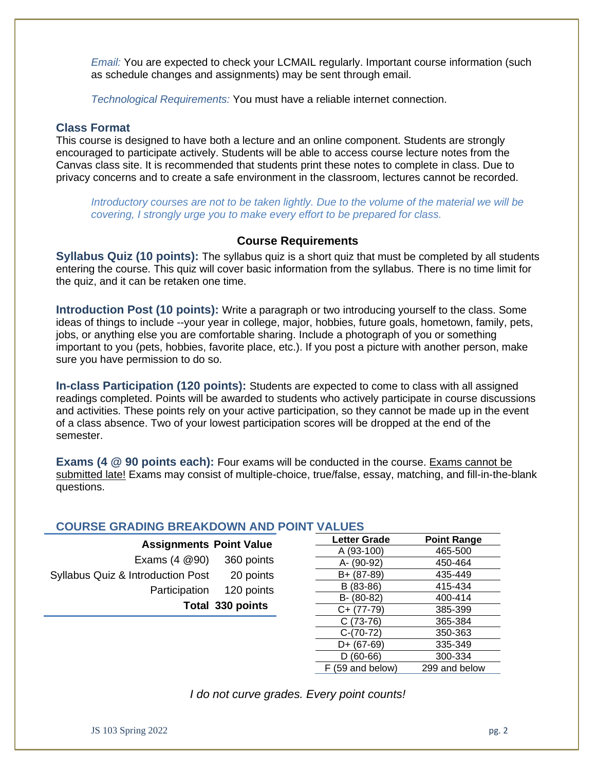*Email:* You are expected to check your LCMAIL regularly. Important course information (such as schedule changes and assignments) may be sent through email.

*Technological Requirements:* You must have a reliable internet connection.

### Class Format

This course is designed to have both a lecture and an online component. Students are strongly encouraged to participate actively. Students will be able to access course lecture notes from the Canvas class site. It is recommended that students print these notes to complete in class. Due to privacy concerns and to create a safe environment in the classroom, lectures cannot be recorded.

*Introductory courses are not to be taken lightly. Due to the volume of the material we will be covering, I strongly urge you to make every effort to be prepared for class.*

## Course Requirements

**Syllabus Quiz (10 points):** The syllabus quiz is a short quiz that must be completed by all students entering the course. This quiz will cover basic information from the syllabus. There is no time limit for the quiz, and it can be retaken one time.

**Introduction Post (10 points):** Write a paragraph or two introducing yourself to the class. Some ideas of things to include --your year in college, major, hobbies, future goals, hometown, family, pets, jobs, or anything else you are comfortable sharing. Include a photograph of you or something important to you (pets, hobbies, favorite place, etc.). If you post a picture with another person, make sure you have permission to do so.

**In-class Participation (120 points):** Students are expected to come to class with all assigned readings completed. Points will be awarded to students who actively participate in course discussions and activities. These points rely on your active participation, so they cannot be made up in the event of a class absence. Two of your lowest participation scores will be dropped at the end of the semester.

**Exams (4 @ 90 points each):** Four exams will be conducted in the course. Exams cannot be submitted late! Exams may consist of multiple-choice, true/false, essay, matching, and fill-in-the-blank questions.

### COURSE GRADING BREAKDOWN AND POINT VALUES

| Assignments | Point Value |
|---|---|
| Exams (4 @90) | 360 points |
| Syllabus Quiz & Introduction Post | 20 points |
| Participation | 120 points |
| **Total** | **330 points** |

| Letter Grade | Point Range |
|---|---|
| A (93-100) | 465-500 |
| A- (90-92) | 450-464 |
| B+ (87-89) | 435-449 |
| B (83-86) | 415-434 |
| B- (80-82) | 400-414 |
| C+ (77-79) | 385-399 |
| C (73-76) | 365-384 |
| C-(70-72) | 350-363 |
| D+ (67-69) | 335-349 |
| D (60-66) | 300-334 |
| F (59 and below) | 299 and below |

*I do not curve grades. Every point counts!*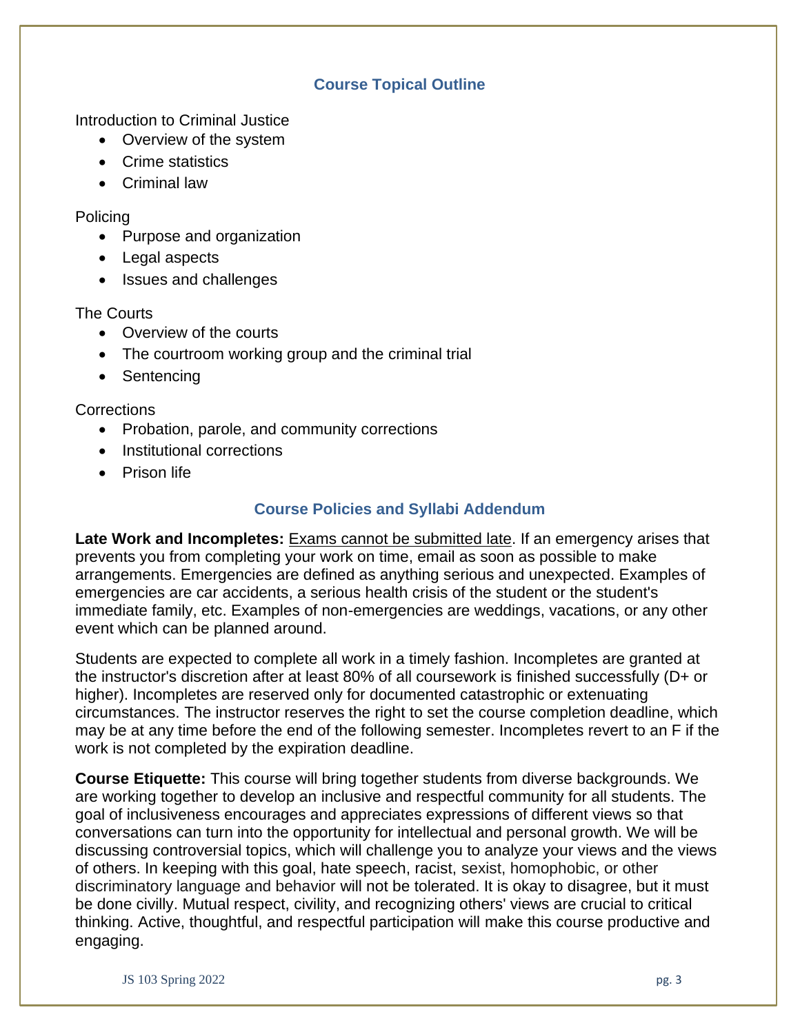## Course Topical Outline

Introduction to Criminal Justice

- Overview of the system
- Crime statistics
- Criminal law

Policing

- Purpose and organization
- Legal aspects
- Issues and challenges

The Courts

- Overview of the courts
- The courtroom working group and the criminal trial
- Sentencing

Corrections

- Probation, parole, and community corrections
- Institutional corrections
- Prison life

## Course Policies and Syllabi Addendum

**Late Work and Incompletes:** <u>Exams cannot be submitted late</u>. If an emergency arises that prevents you from completing your work on time, email as soon as possible to make arrangements. Emergencies are defined as anything serious and unexpected. Examples of emergencies are car accidents, a serious health crisis of the student or the student's immediate family, etc. Examples of non-emergencies are weddings, vacations, or any other event which can be planned around.

Students are expected to complete all work in a timely fashion. Incompletes are granted at the instructor's discretion after at least 80% of all coursework is finished successfully (D+ or higher). Incompletes are reserved only for documented catastrophic or extenuating circumstances. The instructor reserves the right to set the course completion deadline, which may be at any time before the end of the following semester. Incompletes revert to an F if the work is not completed by the expiration deadline.

**Course Etiquette:** This course will bring together students from diverse backgrounds. We are working together to develop an inclusive and respectful community for all students. The goal of inclusiveness encourages and appreciates expressions of different views so that conversations can turn into the opportunity for intellectual and personal growth. We will be discussing controversial topics, which will challenge you to analyze your views and the views of others. In keeping with this goal, hate speech, racist, sexist, homophobic, or other discriminatory language and behavior will not be tolerated. It is okay to disagree, but it must be done civilly. Mutual respect, civility, and recognizing others' views are crucial to critical thinking. Active, thoughtful, and respectful participation will make this course productive and engaging.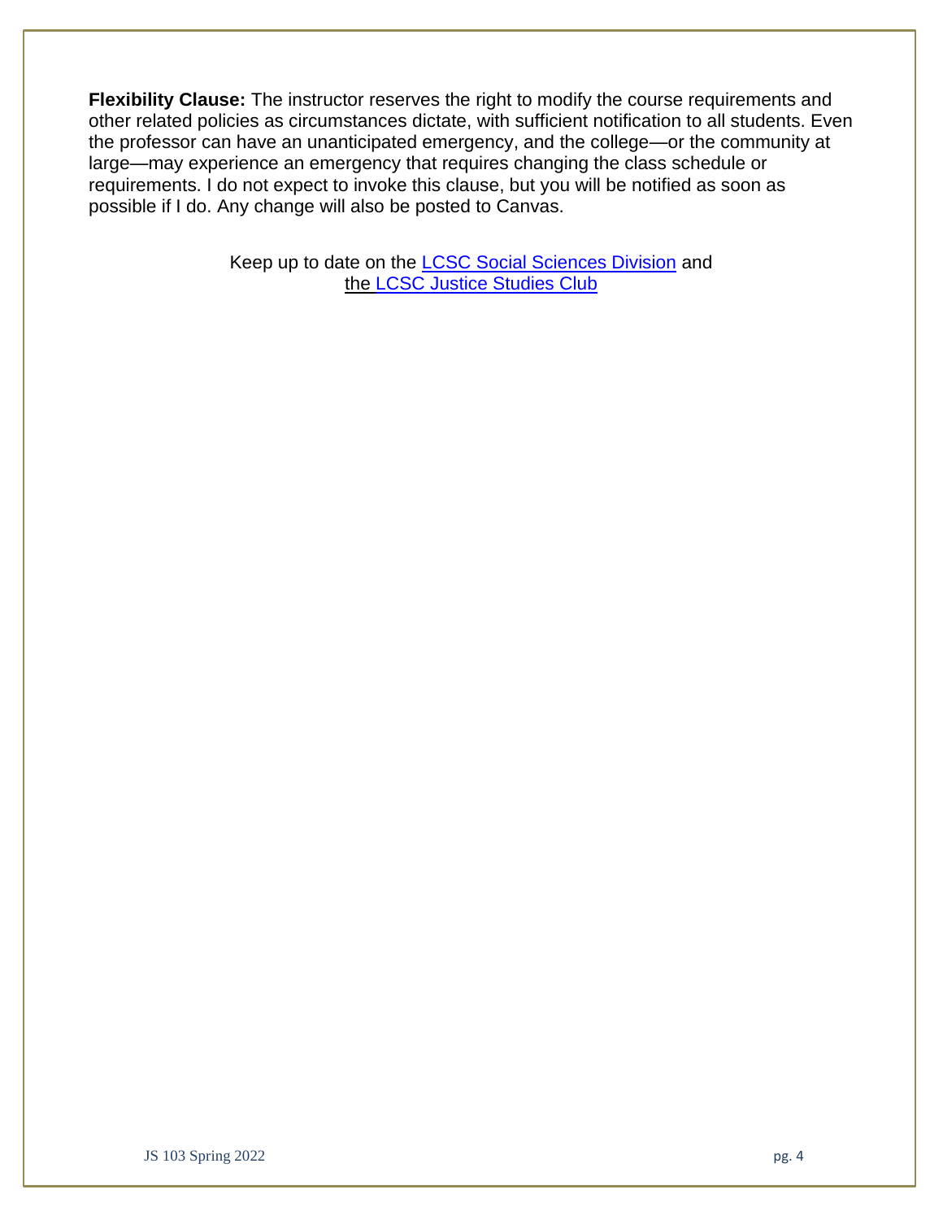**Flexibility Clause:** The instructor reserves the right to modify the course requirements and other related policies as circumstances dictate, with sufficient notification to all students. Even the professor can have an unanticipated emergency, and the college—or the community at large—may experience an emergency that requires changing the class schedule or requirements. I do not expect to invoke this clause, but you will be notified as soon as possible if I do. Any change will also be posted to Canvas.

Keep up to date on the LCSC Social Sciences Division and the LCSC Justice Studies Club